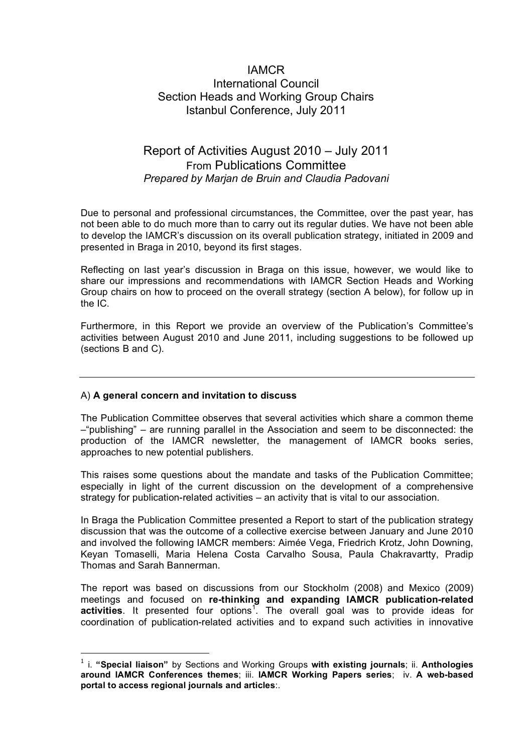# IAMCR
## International Council
## Section Heads and Working Group Chairs
## Istanbul Conference, July 2011

## Report of Activities August 2010 – July 2011
### From Publications Committee
*Prepared by Marjan de Bruin and Claudia Padovani*

Due to personal and professional circumstances, the Committee, over the past year, has not been able to do much more than to carry out its regular duties. We have not been able to develop the IAMCR's discussion on its overall publication strategy, initiated in 2009 and presented in Braga in 2010, beyond its first stages.

Reflecting on last year's discussion in Braga on this issue, however, we would like to share our impressions and recommendations with IAMCR Section Heads and Working Group chairs on how to proceed on the overall strategy (section A below), for follow up in the IC.

Furthermore, in this Report we provide an overview of the Publication's Committee's activities between August 2010 and June 2011, including suggestions to be followed up (sections B and C).

---

A) **A general concern and invitation to discuss**

The Publication Committee observes that several activities which share a common theme –"publishing" – are running parallel in the Association and seem to be disconnected: the production of the IAMCR newsletter, the management of IAMCR books series, approaches to new potential publishers.

This raises some questions about the mandate and tasks of the Publication Committee; especially in light of the current discussion on the development of a comprehensive strategy for publication-related activities – an activity that is vital to our association.

In Braga the Publication Committee presented a Report to start of the publication strategy discussion that was the outcome of a collective exercise between January and June 2010 and involved the following IAMCR members: Aimée Vega, Friedrich Krotz, John Downing, Keyan Tomaselli, Maria Helena Costa Carvalho Sousa, Paula Chakravartty, Pradip Thomas and Sarah Bannerman.

The report was based on discussions from our Stockholm (2008) and Mexico (2009) meetings and focused on **re-thinking and expanding IAMCR publication-related activities**. It presented four options[1]. The overall goal was to provide ideas for coordination of publication-related activities and to expand such activities in innovative

[1] i. **"Special liaison"** by Sections and Working Groups **with existing journals**; ii. **Anthologies around IAMCR Conferences themes**; iii. **IAMCR Working Papers series**; iv. **A web-based portal to access regional journals and articles**:.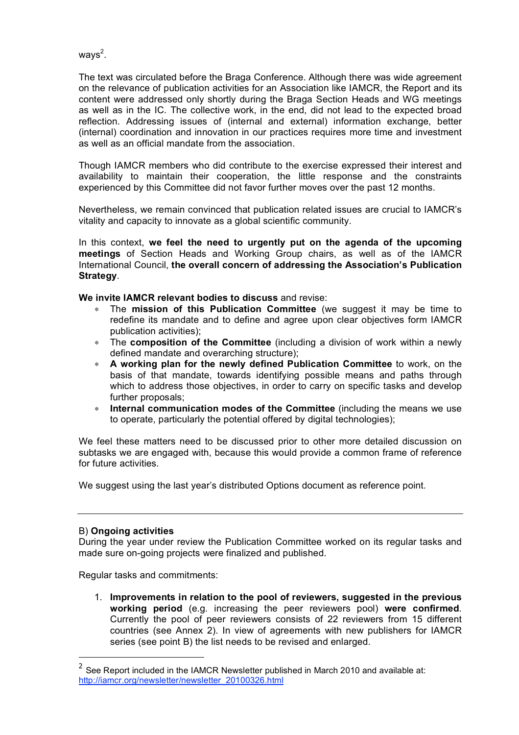ways[2].

The text was circulated before the Braga Conference. Although there was wide agreement on the relevance of publication activities for an Association like IAMCR, the Report and its content were addressed only shortly during the Braga Section Heads and WG meetings as well as in the IC. The collective work, in the end, did not lead to the expected broad reflection. Addressing issues of (internal and external) information exchange, better (internal) coordination and innovation in our practices requires more time and investment as well as an official mandate from the association.

Though IAMCR members who did contribute to the exercise expressed their interest and availability to maintain their cooperation, the little response and the constraints experienced by this Committee did not favor further moves over the past 12 months.

Nevertheless, we remain convinced that publication related issues are crucial to IAMCR's vitality and capacity to innovate as a global scientific community.

In this context, **we feel the need to urgently put on the agenda of the upcoming meetings** of Section Heads and Working Group chairs, as well as of the IAMCR International Council, **the overall concern of addressing the Association's Publication Strategy**.

**We invite IAMCR relevant bodies to discuss** and revise:

- The **mission of this Publication Committee** (we suggest it may be time to redefine its mandate and to define and agree upon clear objectives form IAMCR publication activities);
- The **composition of the Committee** (including a division of work within a newly defined mandate and overarching structure);
- **A working plan for the newly defined Publication Committee** to work, on the basis of that mandate, towards identifying possible means and paths through which to address those objectives, in order to carry on specific tasks and develop further proposals;
- **Internal communication modes of the Committee** (including the means we use to operate, particularly the potential offered by digital technologies);

We feel these matters need to be discussed prior to other more detailed discussion on subtasks we are engaged with, because this would provide a common frame of reference for future activities.

We suggest using the last year's distributed Options document as reference point.

---

B) **Ongoing activities**

During the year under review the Publication Committee worked on its regular tasks and made sure on-going projects were finalized and published.

Regular tasks and commitments:

1. **Improvements in relation to the pool of reviewers, suggested in the previous working period** (e.g. increasing the peer reviewers pool) **were confirmed**. Currently the pool of peer reviewers consists of 22 reviewers from 15 different countries (see Annex 2). In view of agreements with new publishers for IAMCR series (see point B) the list needs to be revised and enlarged.

---

[2] See Report included in the IAMCR Newsletter published in March 2010 and available at: http://iamcr.org/newsletter/newsletter_20100326.html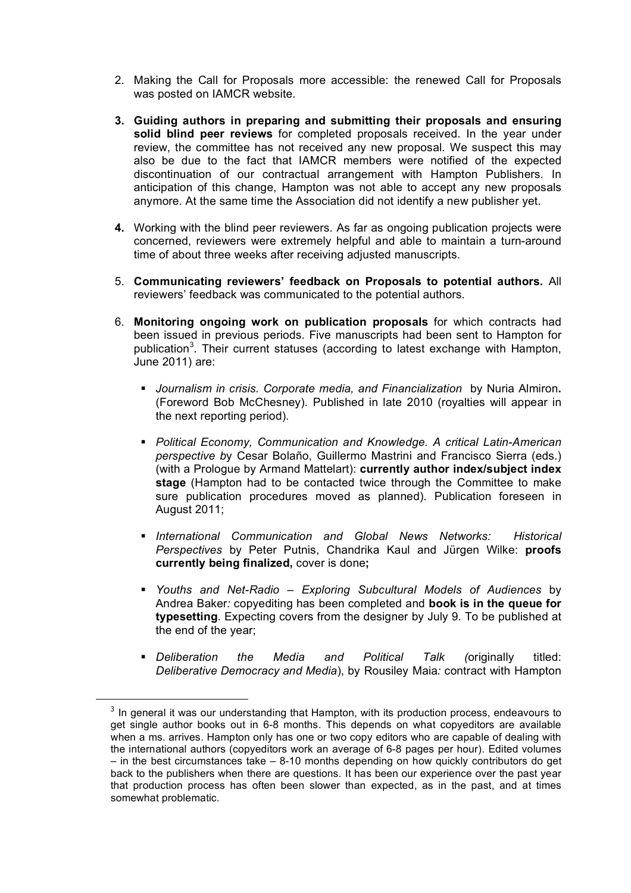2. Making the Call for Proposals more accessible: the renewed Call for Proposals was posted on IAMCR website.

3. **Guiding authors in preparing and submitting their proposals and ensuring solid blind peer reviews** for completed proposals received. In the year under review, the committee has not received any new proposal. We suspect this may also be due to the fact that IAMCR members were notified of the expected discontinuation of our contractual arrangement with Hampton Publishers. In anticipation of this change, Hampton was not able to accept any new proposals anymore. At the same time the Association did not identify a new publisher yet.

4. Working with the blind peer reviewers. As far as ongoing publication projects were concerned, reviewers were extremely helpful and able to maintain a turn-around time of about three weeks after receiving adjusted manuscripts.

5. **Communicating reviewers' feedback on Proposals to potential authors.** All reviewers' feedback was communicated to the potential authors.

6. **Monitoring ongoing work on publication proposals** for which contracts had been issued in previous periods. Five manuscripts had been sent to Hampton for publication[3]. Their current statuses (according to latest exchange with Hampton, June 2011) are:

   - *Journalism in crisis. Corporate media, and Financialization* by Nuria Almiron**.** (Foreword Bob McChesney). Published in late 2010 (royalties will appear in the next reporting period).

   - *Political Economy, Communication and Knowledge. A critical Latin-American perspective b*y Cesar Bolaño, Guillermo Mastrini and Francisco Sierra (eds.) (with a Prologue by Armand Mattelart): **currently author index/subject index stage** (Hampton had to be contacted twice through the Committee to make sure publication procedures moved as planned). Publication foreseen in August 2011;

   - *International Communication and Global News Networks: Historical Perspectives* by Peter Putnis, Chandrika Kaul and Jürgen Wilke: **proofs currently being finalized,** cover is done**;**

   - *Youths and Net-Radio – Exploring Subcultural Models of Audiences* by Andrea Baker*:* copyediting has been completed and **book is in the queue for typesetting**. Expecting covers from the designer by July 9. To be published at the end of the year;

   - *Deliberation the Media and Political Talk (*originally titled: *Deliberative Democracy and Media*), by Rousiley Maia*:* contract with Hampton

---

[3] In general it was our understanding that Hampton, with its production process, endeavours to get single author books out in 6-8 months. This depends on what copyeditors are available when a ms. arrives. Hampton only has one or two copy editors who are capable of dealing with the international authors (copyeditors work an average of 6-8 pages per hour). Edited volumes – in the best circumstances take – 8-10 months depending on how quickly contributors do get back to the publishers when there are questions. It has been our experience over the past year that production process has often been slower than expected, as in the past, and at times somewhat problematic.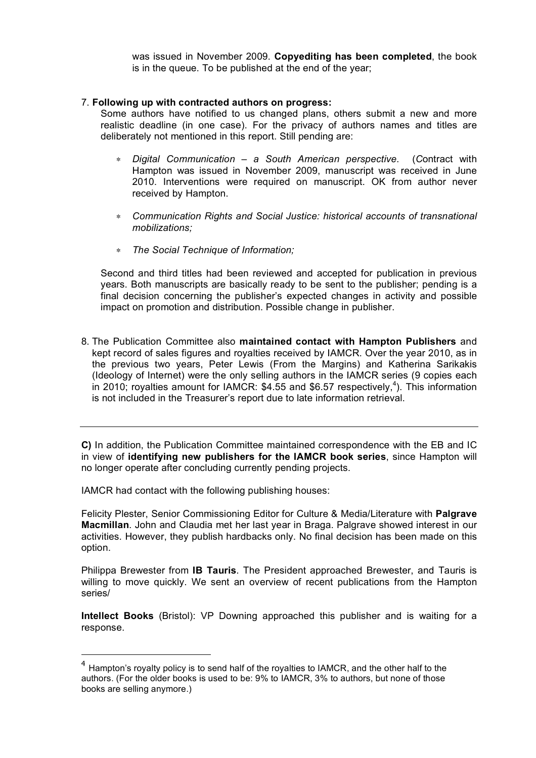was issued in November 2009. **Copyediting has been completed**, the book is in the queue. To be published at the end of the year;

7. **Following up with contracted authors on progress:**
   Some authors have notified to us changed plans, others submit a new and more realistic deadline (in one case). For the privacy of authors names and titles are deliberately not mentioned in this report. Still pending are:

   * *Digital Communication – a South American perspective.* (*C*ontract with Hampton was issued in November 2009, manuscript was received in June 2010. Interventions were required on manuscript. OK from author never received by Hampton.

   * *Communication Rights and Social Justice: historical accounts of transnational mobilizations;*

   * *The Social Technique of Information;*

   Second and third titles had been reviewed and accepted for publication in previous years. Both manuscripts are basically ready to be sent to the publisher; pending is a final decision concerning the publisher's expected changes in activity and possible impact on promotion and distribution. Possible change in publisher.

8. The Publication Committee also **maintained contact with Hampton Publishers** and kept record of sales figures and royalties received by IAMCR. Over the year 2010, as in the previous two years, Peter Lewis (From the Margins) and Katherina Sarikakis (Ideology of Internet) were the only selling authors in the IAMCR series (9 copies each in 2010; royalties amount for IAMCR: $4.55 and $6.57 respectively,[4]). This information is not included in the Treasurer's report due to late information retrieval.

---

**C)** In addition, the Publication Committee maintained correspondence with the EB and IC in view of **identifying new publishers for the IAMCR book series**, since Hampton will no longer operate after concluding currently pending projects.

IAMCR had contact with the following publishing houses:

Felicity Plester, Senior Commissioning Editor for Culture & Media/Literature with **Palgrave Macmillan**. John and Claudia met her last year in Braga. Palgrave showed interest in our activities. However, they publish hardbacks only. No final decision has been made on this option.

Philippa Brewester from **IB Tauris**. The President approached Brewester, and Tauris is willing to move quickly. We sent an overview of recent publications from the Hampton series/

**Intellect Books** (Bristol): VP Downing approached this publisher and is waiting for a response.

---

[4] Hampton's royalty policy is to send half of the royalties to IAMCR, and the other half to the authors. (For the older books is used to be: 9% to IAMCR, 3% to authors, but none of those books are selling anymore.)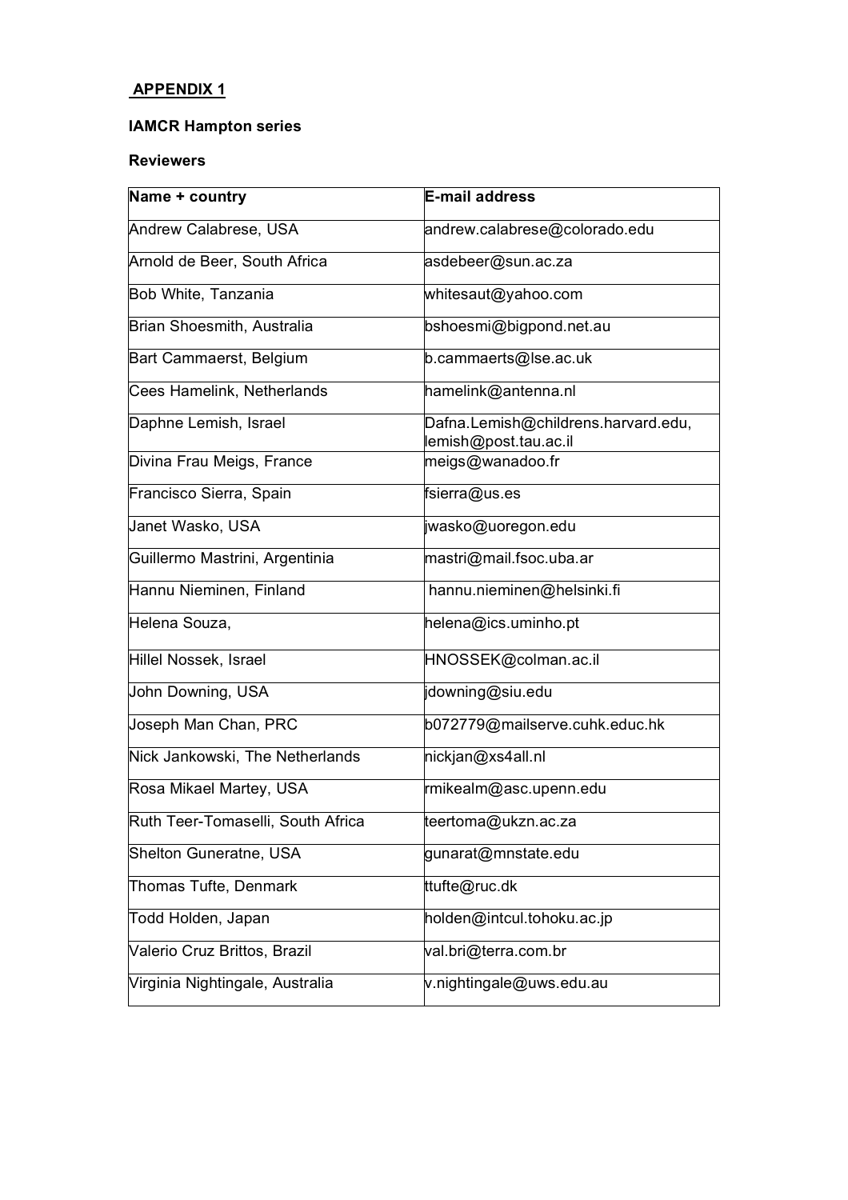**APPENDIX 1**

**IAMCR Hampton series**

**Reviewers**

| Name + country | E-mail address |
|---|---|
| Andrew Calabrese, USA | andrew.calabrese@colorado.edu |
| Arnold de Beer, South Africa | asdebeer@sun.ac.za |
| Bob White, Tanzania | whitesaut@yahoo.com |
| Brian Shoesmith, Australia | bshoesmi@bigpond.net.au |
| Bart Cammaerst, Belgium | b.cammaerts@lse.ac.uk |
| Cees Hamelink, Netherlands | hamelink@antenna.nl |
| Daphne Lemish, Israel | Dafna.Lemish@childrens.harvard.edu, lemish@post.tau.ac.il |
| Divina Frau Meigs, France | meigs@wanadoo.fr |
| Francisco Sierra, Spain | fsierra@us.es |
| Janet Wasko, USA | jwasko@uoregon.edu |
| Guillermo Mastrini, Argentinia | mastri@mail.fsoc.uba.ar |
| Hannu Nieminen, Finland | hannu.nieminen@helsinki.fi |
| Helena Souza, | helena@ics.uminho.pt |
| Hillel Nossek, Israel | HNOSSEK@colman.ac.il |
| John Downing, USA | jdowning@siu.edu |
| Joseph Man Chan, PRC | b072779@mailserve.cuhk.educ.hk |
| Nick Jankowski, The Netherlands | nickjan@xs4all.nl |
| Rosa Mikael Martey, USA | rmikealm@asc.upenn.edu |
| Ruth Teer-Tomaselli, South Africa | teertoma@ukzn.ac.za |
| Shelton Guneratne, USA | gunarat@mnstate.edu |
| Thomas Tufte, Denmark | ttufte@ruc.dk |
| Todd Holden, Japan | holden@intcul.tohoku.ac.jp |
| Valerio Cruz Brittos, Brazil | val.bri@terra.com.br |
| Virginia Nightingale, Australia | v.nightingale@uws.edu.au |